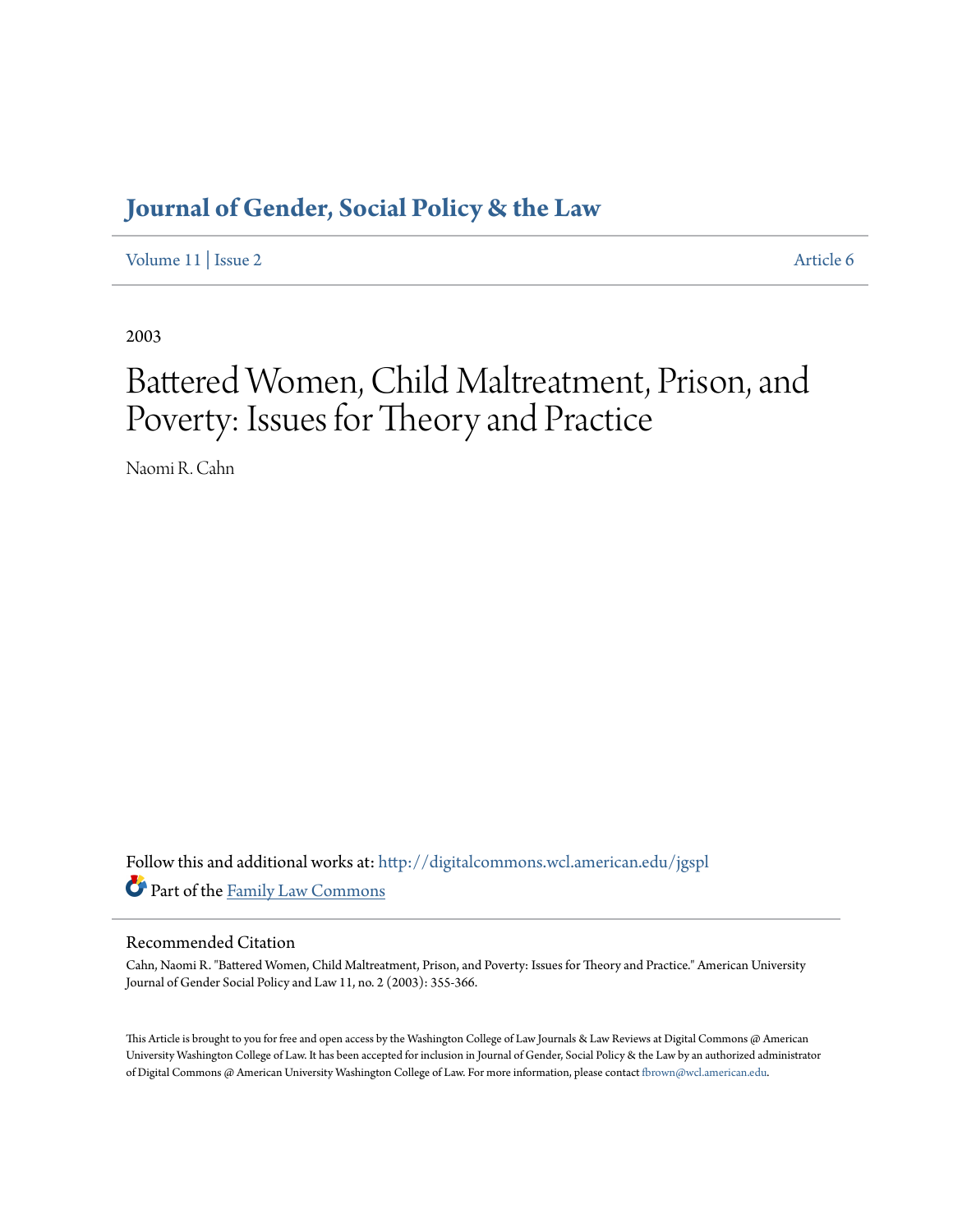# Journal of Gender, Social Policy & the Law

Volume 11 | Issue 2 Article 6

2003

# Battered Women, Child Maltreatment, Prison, and Poverty: Issues for Theory and Practice

Naomi R. Cahn

Follow this and additional works at: http://digitalcommons.wcl.american.edu/jgspl

Part of the Family Law Commons

## Recommended Citation

Cahn, Naomi R. "Battered Women, Child Maltreatment, Prison, and Poverty: Issues for Theory and Practice." American University Journal of Gender Social Policy and Law 11, no. 2 (2003): 355-366.

This Article is brought to you for free and open access by the Washington College of Law Journals & Law Reviews at Digital Commons @ American University Washington College of Law. It has been accepted for inclusion in Journal of Gender, Social Policy & the Law by an authorized administrator of Digital Commons @ American University Washington College of Law. For more information, please contact fbrown@wcl.american.edu.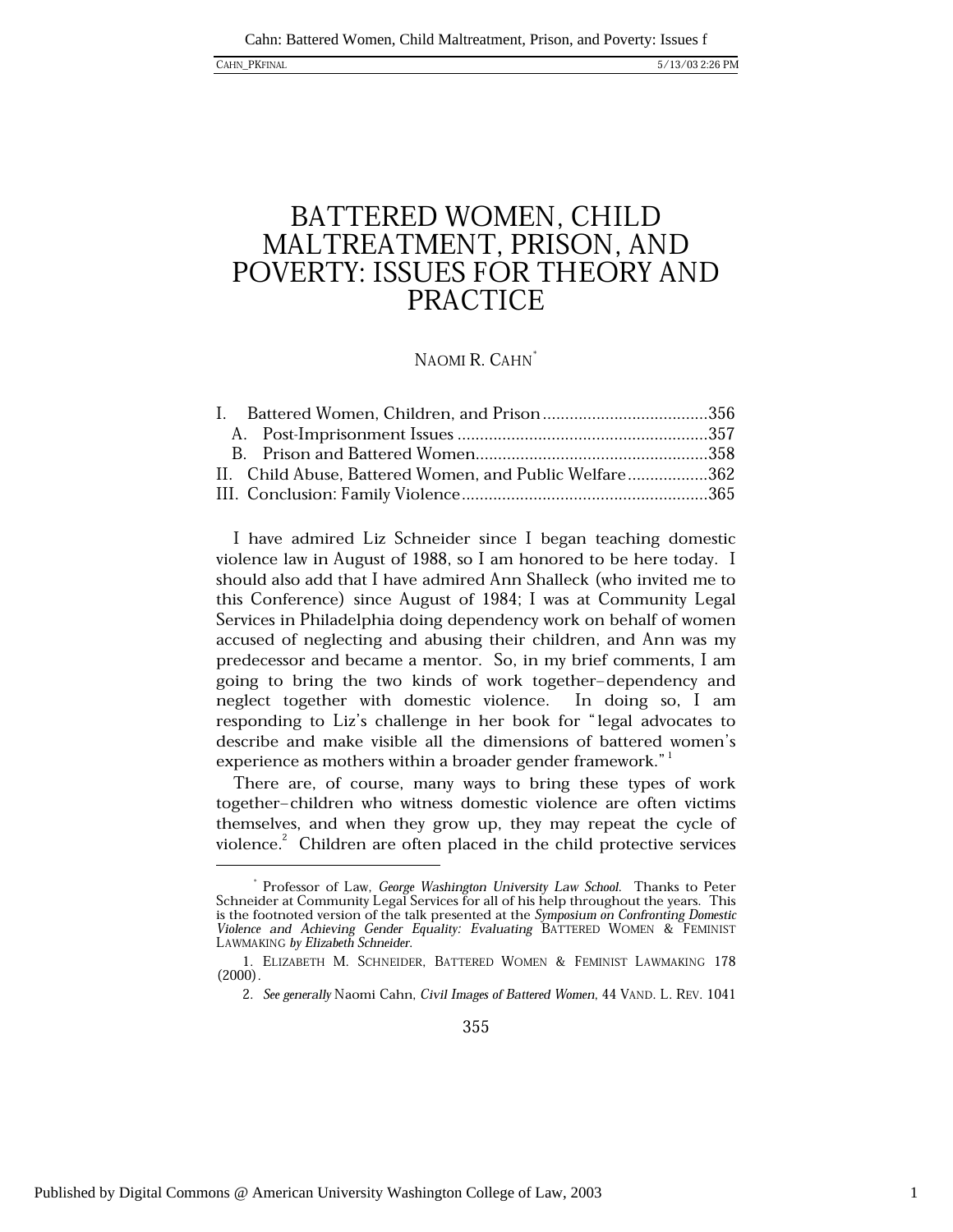# BATTERED WOMEN, CHILD MALTREATMENT, PRISON, AND POVERTY: ISSUES FOR THEORY AND PRACTICE

NAOMI R. CAHN*

I. Battered Women, Children, and Prison.....................................356
  A. Post-Imprisonment Issues ........................................................357
  B. Prison and Battered Women....................................................358
II. Child Abuse, Battered Women, and Public Welfare..................362
III. Conclusion: Family Violence.......................................................365

I have admired Liz Schneider since I began teaching domestic violence law in August of 1988, so I am honored to be here today. I should also add that I have admired Ann Shalleck (who invited me to this Conference) since August of 1984; I was at Community Legal Services in Philadelphia doing dependency work on behalf of women accused of neglecting and abusing their children, and Ann was my predecessor and became a mentor. So, in my brief comments, I am going to bring the two kinds of work together–dependency and neglect together with domestic violence. In doing so, I am responding to Liz's challenge in her book for "legal advocates to describe and make visible all the dimensions of battered women's experience as mothers within a broader gender framework."[1]

There are, of course, many ways to bring these types of work together–children who witness domestic violence are often victims themselves, and when they grow up, they may repeat the cycle of violence.[2] Children are often placed in the child protective services

---

\* Professor of Law, *George Washington University Law School*. Thanks to Peter Schneider at Community Legal Services for all of his help throughout the years. This is the footnoted version of the talk presented at the *Symposium on Confronting Domestic Violence and Achieving Gender Equality: Evaluating* BATTERED WOMEN & FEMINIST LAWMAKING *by Elizabeth Schneider*.

1. ELIZABETH M. SCHNEIDER, BATTERED WOMEN & FEMINIST LAWMAKING 178 (2000).

2. *See generally* Naomi Cahn, *Civil Images of Battered Women*, 44 VAND. L. REV. 1041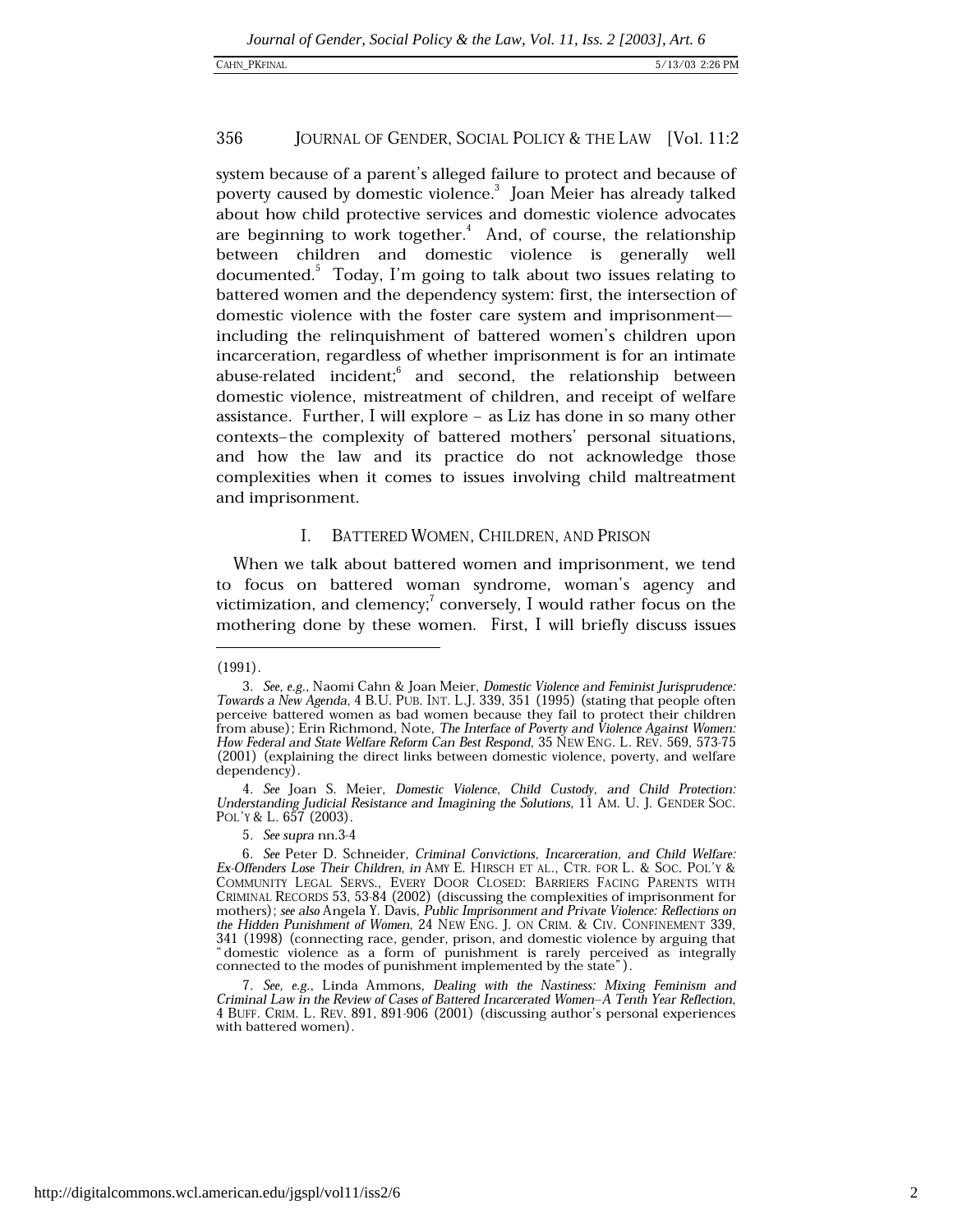system because of a parent's alleged failure to protect and because of poverty caused by domestic violence.[3] Joan Meier has already talked about how child protective services and domestic violence advocates are beginning to work together.[4] And, of course, the relationship between children and domestic violence is generally well documented.[5] Today, I'm going to talk about two issues relating to battered women and the dependency system: first, the intersection of domestic violence with the foster care system and imprisonment—including the relinquishment of battered women's children upon incarceration, regardless of whether imprisonment is for an intimate abuse-related incident;[6] and second, the relationship between domestic violence, mistreatment of children, and receipt of welfare assistance. Further, I will explore – as Liz has done in so many other contexts–the complexity of battered mothers' personal situations, and how the law and its practice do not acknowledge those complexities when it comes to issues involving child maltreatment and imprisonment.

## I. BATTERED WOMEN, CHILDREN, AND PRISON

When we talk about battered women and imprisonment, we tend to focus on battered woman syndrome, woman's agency and victimization, and clemency;[7] conversely, I would rather focus on the mothering done by these women. First, I will briefly discuss issues

---

(1991).

3. *See, e.g.*, Naomi Cahn & Joan Meier, *Domestic Violence and Feminist Jurisprudence: Towards a New Agenda*, 4 B.U. PUB. INT. L.J. 339, 351 (1995) (stating that people often perceive battered women as bad women because they fail to protect their children from abuse); Erin Richmond, Note, *The Interface of Poverty and Violence Against Women: How Federal and State Welfare Reform Can Best Respond*, 35 NEW ENG. L. REV. 569, 573-75 (2001) (explaining the direct links between domestic violence, poverty, and welfare dependency).

4. *See* Joan S. Meier, *Domestic Violence, Child Custody, and Child Protection: Understanding Judicial Resistance and Imagining the Solutions*, 11 AM. U. J. GENDER SOC. POL'Y & L. 657 (2003).

5. *See supra* nn.3-4

6. *See* Peter D. Schneider, *Criminal Convictions, Incarceration, and Child Welfare: Ex-Offenders Lose Their Children*, *in* AMY E. HIRSCH ET AL., CTR. FOR L. & SOC. POL'Y & COMMUNITY LEGAL SERVS., EVERY DOOR CLOSED: BARRIERS FACING PARENTS WITH CRIMINAL RECORDS 53, 53-84 (2002) (discussing the complexities of imprisonment for mothers); *see also* Angela Y. Davis, *Public Imprisonment and Private Violence: Reflections on the Hidden Punishment of Women*, 24 NEW ENG. J. ON CRIM. & CIV. CONFINEMENT 339, 341 (1998) (connecting race, gender, prison, and domestic violence by arguing that "domestic violence as a form of punishment is rarely perceived as integrally connected to the modes of punishment implemented by the state").

7. *See, e.g.*, Linda Ammons, *Dealing with the Nastiness: Mixing Feminism and Criminal Law in the Review of Cases of Battered Incarcerated Women–A Tenth Year Reflection*, 4 BUFF. CRIM. L. REV. 891, 891-906 (2001) (discussing author's personal experiences with battered women).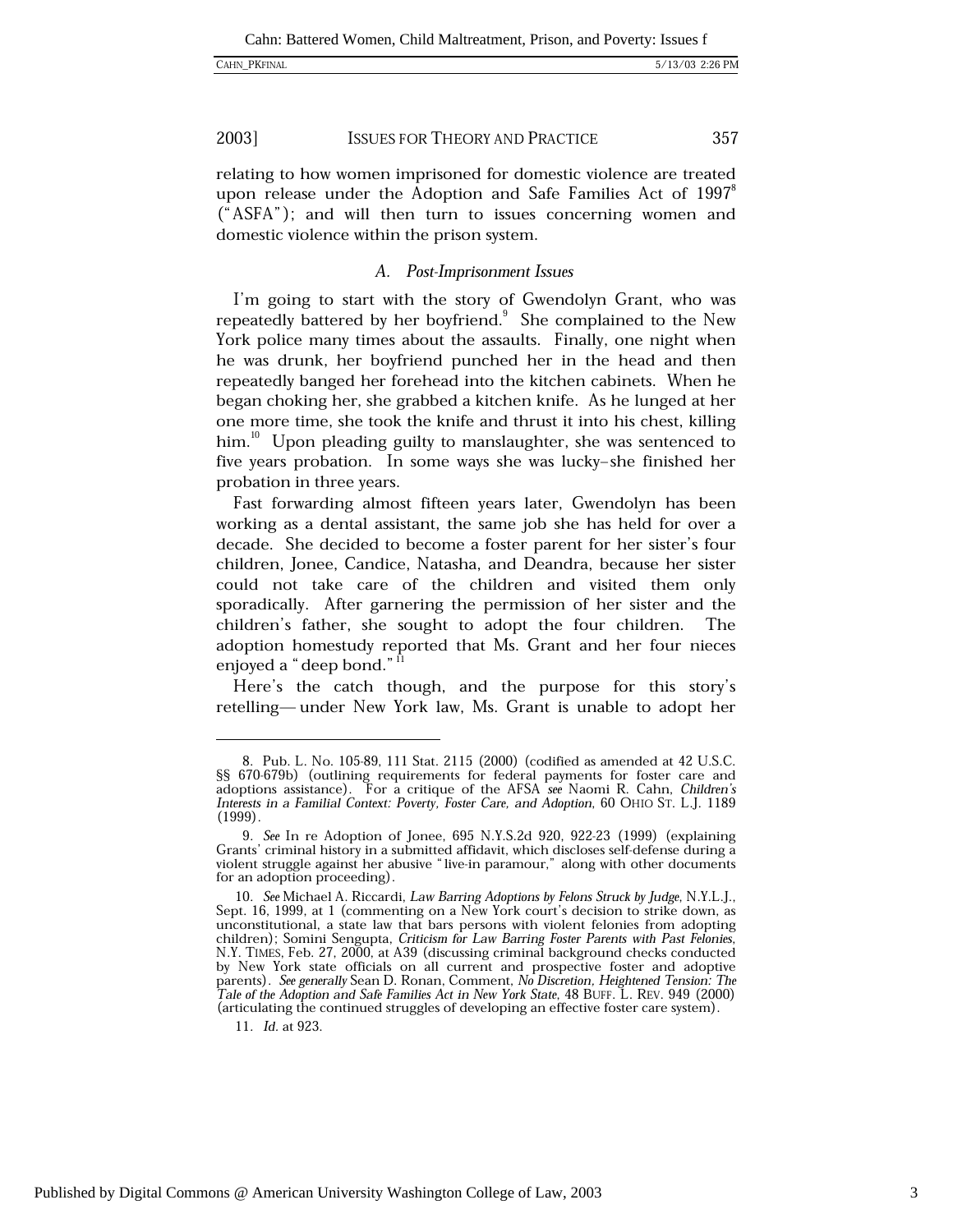relating to how women imprisoned for domestic violence are treated upon release under the Adoption and Safe Families Act of 1997[8] ("ASFA"); and will then turn to issues concerning women and domestic violence within the prison system.

### A. *Post-Imprisonment Issues*

I'm going to start with the story of Gwendolyn Grant, who was repeatedly battered by her boyfriend.[9] She complained to the New York police many times about the assaults. Finally, one night when he was drunk, her boyfriend punched her in the head and then repeatedly banged her forehead into the kitchen cabinets. When he began choking her, she grabbed a kitchen knife. As he lunged at her one more time, she took the knife and thrust it into his chest, killing him.[10] Upon pleading guilty to manslaughter, she was sentenced to five years probation. In some ways she was lucky–she finished her probation in three years.

Fast forwarding almost fifteen years later, Gwendolyn has been working as a dental assistant, the same job she has held for over a decade. She decided to become a foster parent for her sister's four children, Jonee, Candice, Natasha, and Deandra, because her sister could not take care of the children and visited them only sporadically. After garnering the permission of her sister and the children's father, she sought to adopt the four children. The adoption homestudy reported that Ms. Grant and her four nieces enjoyed a "deep bond."[11]

Here's the catch though, and the purpose for this story's retelling— under New York law, Ms. Grant is unable to adopt her

---

8. Pub. L. No. 105-89, 111 Stat. 2115 (2000) (codified as amended at 42 U.S.C. §§ 670-679b) (outlining requirements for federal payments for foster care and adoptions assistance). For a critique of the AFSA *see* Naomi R. Cahn, *Children's Interests in a Familial Context: Poverty, Foster Care, and Adoption*, 60 OHIO ST. L.J. 1189 (1999).

9. *See* In re Adoption of Jonee, 695 N.Y.S.2d 920, 922-23 (1999) (explaining Grants' criminal history in a submitted affidavit, which discloses self-defense during a violent struggle against her abusive "live-in paramour," along with other documents for an adoption proceeding).

10. *See* Michael A. Riccardi, *Law Barring Adoptions by Felons Struck by Judge*, N.Y.L.J., Sept. 16, 1999, at 1 (commenting on a New York court's decision to strike down, as unconstitutional, a state law that bars persons with violent felonies from adopting children); Somini Sengupta, *Criticism for Law Barring Foster Parents with Past Felonies*, N.Y. TIMES, Feb. 27, 2000, at A39 (discussing criminal background checks conducted by New York state officials on all current and prospective foster and adoptive parents). *See generally* Sean D. Ronan, Comment, *No Discretion, Heightened Tension: The Tale of the Adoption and Safe Families Act in New York State*, 48 BUFF. L. REV. 949 (2000) (articulating the continued struggles of developing an effective foster care system).

11. *Id.* at 923.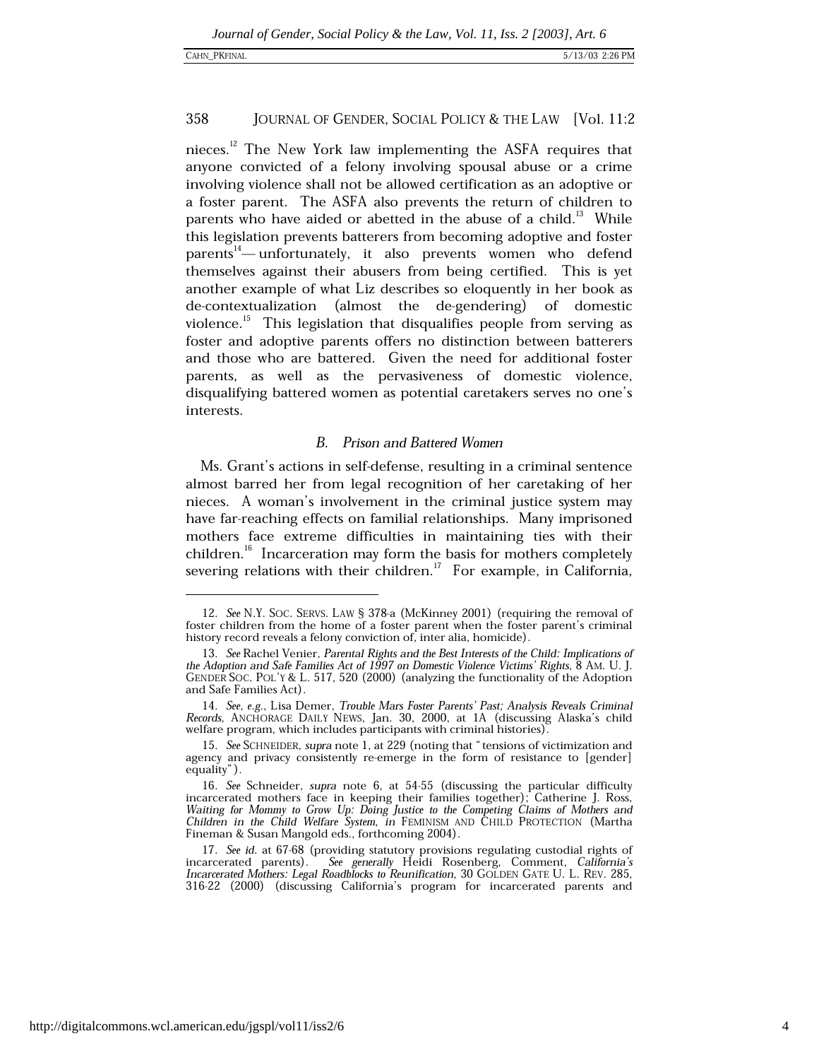nieces.[12] The New York law implementing the ASFA requires that anyone convicted of a felony involving spousal abuse or a crime involving violence shall not be allowed certification as an adoptive or a foster parent. The ASFA also prevents the return of children to parents who have aided or abetted in the abuse of a child.[13] While this legislation prevents batterers from becoming adoptive and foster parents[14]— unfortunately, it also prevents women who defend themselves against their abusers from being certified. This is yet another example of what Liz describes so eloquently in her book as de-contextualization (almost the de-gendering) of domestic violence.[15] This legislation that disqualifies people from serving as foster and adoptive parents offers no distinction between batterers and those who are battered. Given the need for additional foster parents, as well as the pervasiveness of domestic violence, disqualifying battered women as potential caretakers serves no one's interests.

### *B. Prison and Battered Women*

Ms. Grant's actions in self-defense, resulting in a criminal sentence almost barred her from legal recognition of her caretaking of her nieces. A woman's involvement in the criminal justice system may have far-reaching effects on familial relationships. Many imprisoned mothers face extreme difficulties in maintaining ties with their children.[16] Incarceration may form the basis for mothers completely severing relations with their children.[17] For example, in California,

---

12. *See* N.Y. SOC. SERVS. LAW § 378-a (McKinney 2001) (requiring the removal of foster children from the home of a foster parent when the foster parent's criminal history record reveals a felony conviction of, inter alia, homicide).

13. *See* Rachel Venier, *Parental Rights and the Best Interests of the Child: Implications of the Adoption and Safe Families Act of 1997 on Domestic Violence Victims' Rights*, 8 AM. U. J. GENDER SOC. POL'Y & L. 517, 520 (2000) (analyzing the functionality of the Adoption and Safe Families Act).

14. *See, e.g.*, Lisa Demer, *Trouble Mars Foster Parents' Past; Analysis Reveals Criminal Records*, ANCHORAGE DAILY NEWS, Jan. 30, 2000, at 1A (discussing Alaska's child welfare program, which includes participants with criminal histories).

15. *See* SCHNEIDER, *supra* note 1, at 229 (noting that "tensions of victimization and agency and privacy consistently re-emerge in the form of resistance to [gender] equality").

16. *See* Schneider, *supra* note 6, at 54-55 (discussing the particular difficulty incarcerated mothers face in keeping their families together); Catherine J. Ross, *Waiting for Mommy to Grow Up: Doing Justice to the Competing Claims of Mothers and Children in the Child Welfare System*, *in* FEMINISM AND CHILD PROTECTION (Martha Fineman & Susan Mangold eds., forthcoming 2004).

17. *See id.* at 67-68 (providing statutory provisions regulating custodial rights of incarcerated parents). *See generally* Heidi Rosenberg, Comment, *California's Incarcerated Mothers: Legal Roadblocks to Reunification*, 30 GOLDEN GATE U. L. REV. 285, 316-22 (2000) (discussing California's program for incarcerated parents and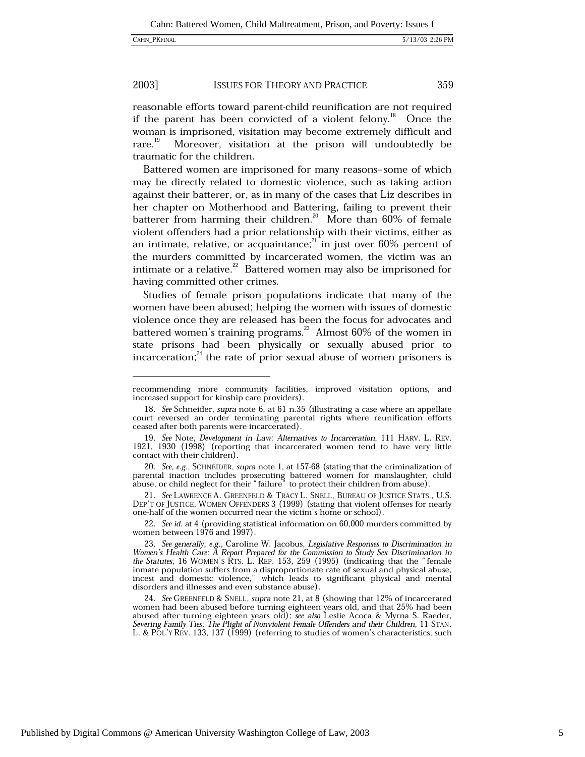reasonable efforts toward parent-child reunification are not required if the parent has been convicted of a violent felony.[18] Once the woman is imprisoned, visitation may become extremely difficult and rare.[19] Moreover, visitation at the prison will undoubtedly be traumatic for the children.

Battered women are imprisoned for many reasons–some of which may be directly related to domestic violence, such as taking action against their batterer, or, as in many of the cases that Liz describes in her chapter on Motherhood and Battering, failing to prevent their batterer from harming their children.[20] More than 60% of female violent offenders had a prior relationship with their victims, either as an intimate, relative, or acquaintance;[21] in just over 60% percent of the murders committed by incarcerated women, the victim was an intimate or a relative.[22] Battered women may also be imprisoned for having committed other crimes.

Studies of female prison populations indicate that many of the women have been abused; helping the women with issues of domestic violence once they are released has been the focus for advocates and battered women's training programs.[23] Almost 60% of the women in state prisons had been physically or sexually abused prior to incarceration;[24] the rate of prior sexual abuse of women prisoners is

---

recommending more community facilities, improved visitation options, and increased support for kinship care providers).

18. *See* Schneider, *supra* note 6, at 61 n.35 (illustrating a case where an appellate court reversed an order terminating parental rights where reunification efforts ceased after both parents were incarcerated).

19. *See* Note, *Development in Law: Alternatives to Incarceration*, 111 HARV. L. REV. 1921, 1930 (1998) (reporting that incarcerated women tend to have very little contact with their children).

20. *See, e.g.*, SCHNEIDER, *supra* note 1, at 157-68 (stating that the criminalization of parental inaction includes prosecuting battered women for manslaughter, child abuse, or child neglect for their "failure" to protect their children from abuse).

21. *See* LAWRENCE A. GREENFELD & TRACY L. SNELL, BUREAU OF JUSTICE STATS., U.S. DEP'T OF JUSTICE, WOMEN OFFENDERS 3 (1999) (stating that violent offenses for nearly one-half of the women occurred near the victim's home or school).

22. *See id.* at 4 (providing statistical information on 60,000 murders committed by women between 1976 and 1997).

23. *See generally, e.g.*, Caroline W. Jacobus, *Legislative Responses to Discrimination in Women's Health Care: A Report Prepared for the Commission to Study Sex Discrimination in the Statutes*, 16 WOMEN'S RTS. L. REP. 153, 259 (1995) (indicating that the "female inmate population suffers from a disproportionate rate of sexual and physical abuse, incest and domestic violence," which leads to significant physical and mental disorders and illnesses and even substance abuse).

24. *See* GREENFELD & SNELL, *supra* note 21, at 8 (showing that 12% of incarcerated women had been abused before turning eighteen years old, and that 25% had been abused after turning eighteen years old); *see also* Leslie Acoca & Myrna S. Raeder, *Severing Family Ties: The Plight of Nonviolent Female Offenders and their Children*, 11 STAN. L. & POL'Y REV. 133, 137 (1999) (referring to studies of women's characteristics, such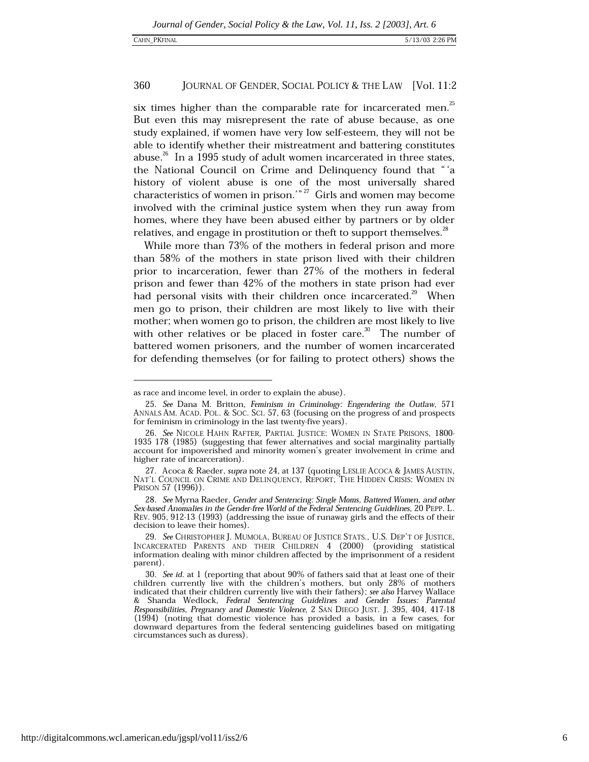six times higher than the comparable rate for incarcerated men.[25] But even this may misrepresent the rate of abuse because, as one study explained, if women have very low self-esteem, they will not be able to identify whether their mistreatment and battering constitutes abuse.[26] In a 1995 study of adult women incarcerated in three states, the National Council on Crime and Delinquency found that "'a history of violent abuse is one of the most universally shared characteristics of women in prison.'"[27] Girls and women may become involved with the criminal justice system when they run away from homes, where they have been abused either by partners or by older relatives, and engage in prostitution or theft to support themselves.[28]

While more than 73% of the mothers in federal prison and more than 58% of the mothers in state prison lived with their children prior to incarceration, fewer than 27% of the mothers in federal prison and fewer than 42% of the mothers in state prison had ever had personal visits with their children once incarcerated.[29] When men go to prison, their children are most likely to live with their mother; when women go to prison, the children are most likely to live with other relatives or be placed in foster care.[30] The number of battered women prisoners, and the number of women incarcerated for defending themselves (or for failing to protect others) shows the

---

as race and income level, in order to explain the abuse).

25. *See* Dana M. Britton, *Feminism in Criminology: Engendering the Outlaw*, 571 ANNALS AM. ACAD. POL. & SOC. SCI. 57, 63 (focusing on the progress of and prospects for feminism in criminology in the last twenty-five years).

26. *See* NICOLE HAHN RAFTER, PARTIAL JUSTICE: WOMEN IN STATE PRISONS, 1800-1935 178 (1985) (suggesting that fewer alternatives and social marginality partially account for impoverished and minority women's greater involvement in crime and higher rate of incarceration).

27. Acoca & Raeder, *supra* note 24, at 137 (quoting LESLIE ACOCA & JAMES AUSTIN, NAT'L COUNCIL ON CRIME AND DELINQUENCY, REPORT, THE HIDDEN CRISIS: WOMEN IN PRISON 57 (1996)).

28. *See* Myrna Raeder, *Gender and Sentencing: Single Moms, Battered Women, and other Sex-based Anomalies in the Gender-free World of the Federal Sentencing Guidelines*, 20 PEPP. L. REV. 905, 912-13 (1993) (addressing the issue of runaway girls and the effects of their decision to leave their homes).

29. *See* CHRISTOPHER J. MUMOLA, BUREAU OF JUSTICE STATS., U.S. DEP'T OF JUSTICE, INCARCERATED PARENTS AND THEIR CHILDREN 4 (2000) (providing statistical information dealing with minor children affected by the imprisonment of a resident parent).

30. *See id.* at 1 (reporting that about 90% of fathers said that at least one of their children currently live with the children's mothers, but only 28% of mothers indicated that their children currently live with their fathers); *see also* Harvey Wallace & Shanda Wedlock, *Federal Sentencing Guidelines and Gender Issues: Parental Responsibilities, Pregnancy and Domestic Violence*, 2 SAN DIEGO JUST. J. 395, 404, 417-18 (1994) (noting that domestic violence has provided a basis, in a few cases, for downward departures from the federal sentencing guidelines based on mitigating circumstances such as duress).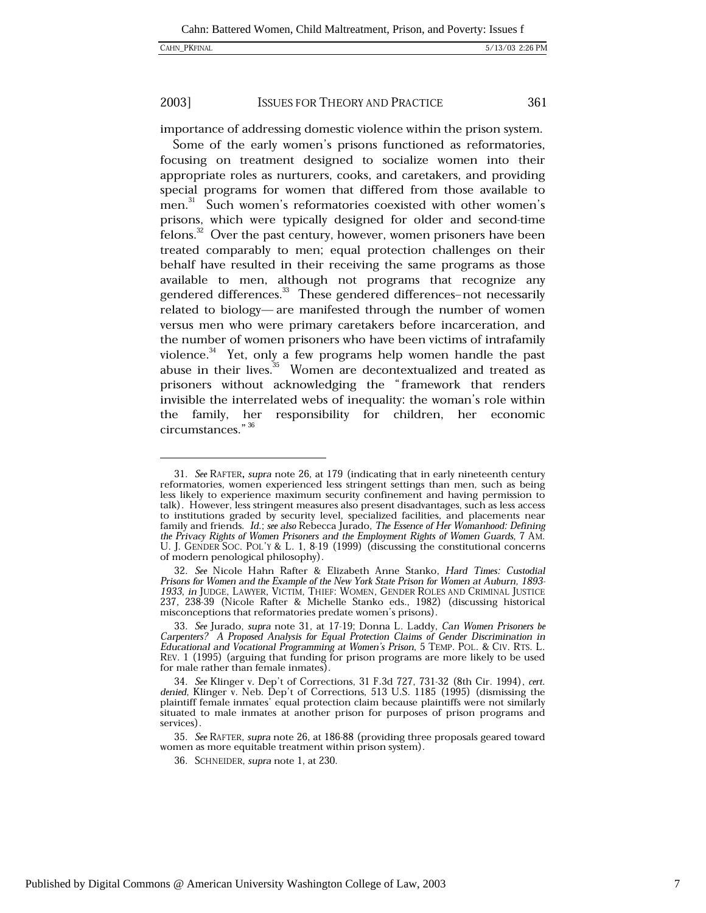importance of addressing domestic violence within the prison system.

Some of the early women's prisons functioned as reformatories, focusing on treatment designed to socialize women into their appropriate roles as nurturers, cooks, and caretakers, and providing special programs for women that differed from those available to men.[31] Such women's reformatories coexisted with other women's prisons, which were typically designed for older and second-time felons.[32] Over the past century, however, women prisoners have been treated comparably to men; equal protection challenges on their behalf have resulted in their receiving the same programs as those available to men, although not programs that recognize any gendered differences.[33] These gendered differences–not necessarily related to biology— are manifested through the number of women versus men who were primary caretakers before incarceration, and the number of women prisoners who have been victims of intrafamily violence.[34] Yet, only a few programs help women handle the past abuse in their lives.[35] Women are decontextualized and treated as prisoners without acknowledging the "framework that renders invisible the interrelated webs of inequality: the woman's role within the family, her responsibility for children, her economic circumstances."[36]

---

31. *See* RAFTER, *supra* note 26, at 179 (indicating that in early nineteenth century reformatories, women experienced less stringent settings than men, such as being less likely to experience maximum security confinement and having permission to talk). However, less stringent measures also present disadvantages, such as less access to institutions graded by security level, specialized facilities, and placements near family and friends. *Id.*; *see also* Rebecca Jurado, *The Essence of Her Womanhood: Defining the Privacy Rights of Women Prisoners and the Employment Rights of Women Guards*, 7 AM. U. J. GENDER SOC. POL'Y & L. 1, 8-19 (1999) (discussing the constitutional concerns of modern penological philosophy).

32. *See* Nicole Hahn Rafter & Elizabeth Anne Stanko, *Hard Times: Custodial Prisons for Women and the Example of the New York State Prison for Women at Auburn, 1893-1933*, *in* JUDGE, LAWYER, VICTIM, THIEF: WOMEN, GENDER ROLES AND CRIMINAL JUSTICE 237, 238-39 (Nicole Rafter & Michelle Stanko eds., 1982) (discussing historical misconceptions that reformatories predate women's prisons).

33. *See* Jurado, *supra* note 31, at 17-19; Donna L. Laddy, *Can Women Prisoners be Carpenters? A Proposed Analysis for Equal Protection Claims of Gender Discrimination in Educational and Vocational Programming at Women's Prison*, 5 TEMP. POL. & CIV. RTS. L. REV. 1 (1995) (arguing that funding for prison programs are more likely to be used for male rather than female inmates).

34. *See* Klinger v. Dep't of Corrections, 31 F.3d 727, 731-32 (8th Cir. 1994), *cert. denied*, Klinger v. Neb. Dep't of Corrections, 513 U.S. 1185 (1995) (dismissing the plaintiff female inmates' equal protection claim because plaintiffs were not similarly situated to male inmates at another prison for purposes of prison programs and services).

35. *See* RAFTER, *supra* note 26, at 186-88 (providing three proposals geared toward women as more equitable treatment within prison system).

36. SCHNEIDER, *supra* note 1, at 230.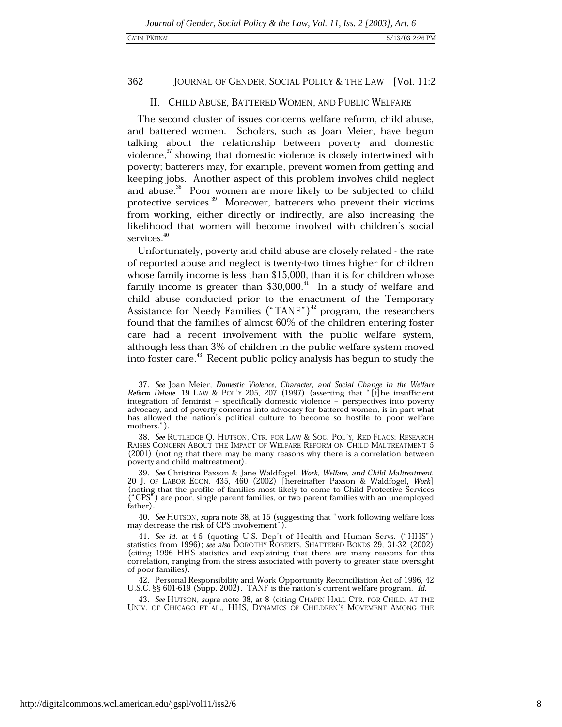## II. CHILD ABUSE, BATTERED WOMEN, AND PUBLIC WELFARE

The second cluster of issues concerns welfare reform, child abuse, and battered women. Scholars, such as Joan Meier, have begun talking about the relationship between poverty and domestic violence,[37] showing that domestic violence is closely intertwined with poverty; batterers may, for example, prevent women from getting and keeping jobs. Another aspect of this problem involves child neglect and abuse.[38] Poor women are more likely to be subjected to child protective services.[39] Moreover, batterers who prevent their victims from working, either directly or indirectly, are also increasing the likelihood that women will become involved with children's social services.[40]

Unfortunately, poverty and child abuse are closely related - the rate of reported abuse and neglect is twenty-two times higher for children whose family income is less than $15,000, than it is for children whose family income is greater than $30,000.[41] In a study of welfare and child abuse conducted prior to the enactment of the Temporary Assistance for Needy Families ("TANF")[42] program, the researchers found that the families of almost 60% of the children entering foster care had a recent involvement with the public welfare system, although less than 3% of children in the public welfare system moved into foster care.[43] Recent public policy analysis has begun to study the

---

37. *See* Joan Meier, *Domestic Violence, Character, and Social Change in the Welfare Reform Debate*, 19 LAW & POL'Y 205, 207 (1997) (asserting that "[t]he insufficient integration of feminist – specifically domestic violence – perspectives into poverty advocacy, and of poverty concerns into advocacy for battered women, is in part what has allowed the nation's political culture to become so hostile to poor welfare mothers.").

38. *See* RUTLEDGE Q. HUTSON, CTR. FOR LAW & SOC. POL'Y, RED FLAGS: RESEARCH RAISES CONCERN ABOUT THE IMPACT OF WELFARE REFORM ON CHILD MALTREATMENT 5 (2001) (noting that there may be many reasons why there is a correlation between poverty and child maltreatment).

39. *See* Christina Paxson & Jane Waldfogel, *Work, Welfare, and Child Maltreatment*, 20 J. OF LABOR ECON. 435, 460 (2002) [hereinafter Paxson & Waldfogel, *Work*] (noting that the profile of families most likely to come to Child Protective Services ("CPS") are poor, single parent families, or two parent families with an unemployed father).

40. *See* HUTSON, *supra* note 38, at 15 (suggesting that "work following welfare loss may decrease the risk of CPS involvement").

41. *See id.* at 4-5 (quoting U.S. Dep't of Health and Human Servs. ("HHS") statistics from 1996); *see also* DOROTHY ROBERTS, SHATTERED BONDS 29, 31-32 (2002) (citing 1996 HHS statistics and explaining that there are many reasons for this correlation, ranging from the stress associated with poverty to greater state oversight of poor families).

42. Personal Responsibility and Work Opportunity Reconciliation Act of 1996, 42 U.S.C. §§ 601-619 (Supp. 2002). TANF is the nation's current welfare program. *Id.*

43. *See* HUTSON, *supra* note 38, at 8 (citing CHAPIN HALL CTR. FOR CHILD. AT THE UNIV. OF CHICAGO ET AL., HHS, DYNAMICS OF CHILDREN'S MOVEMENT AMONG THE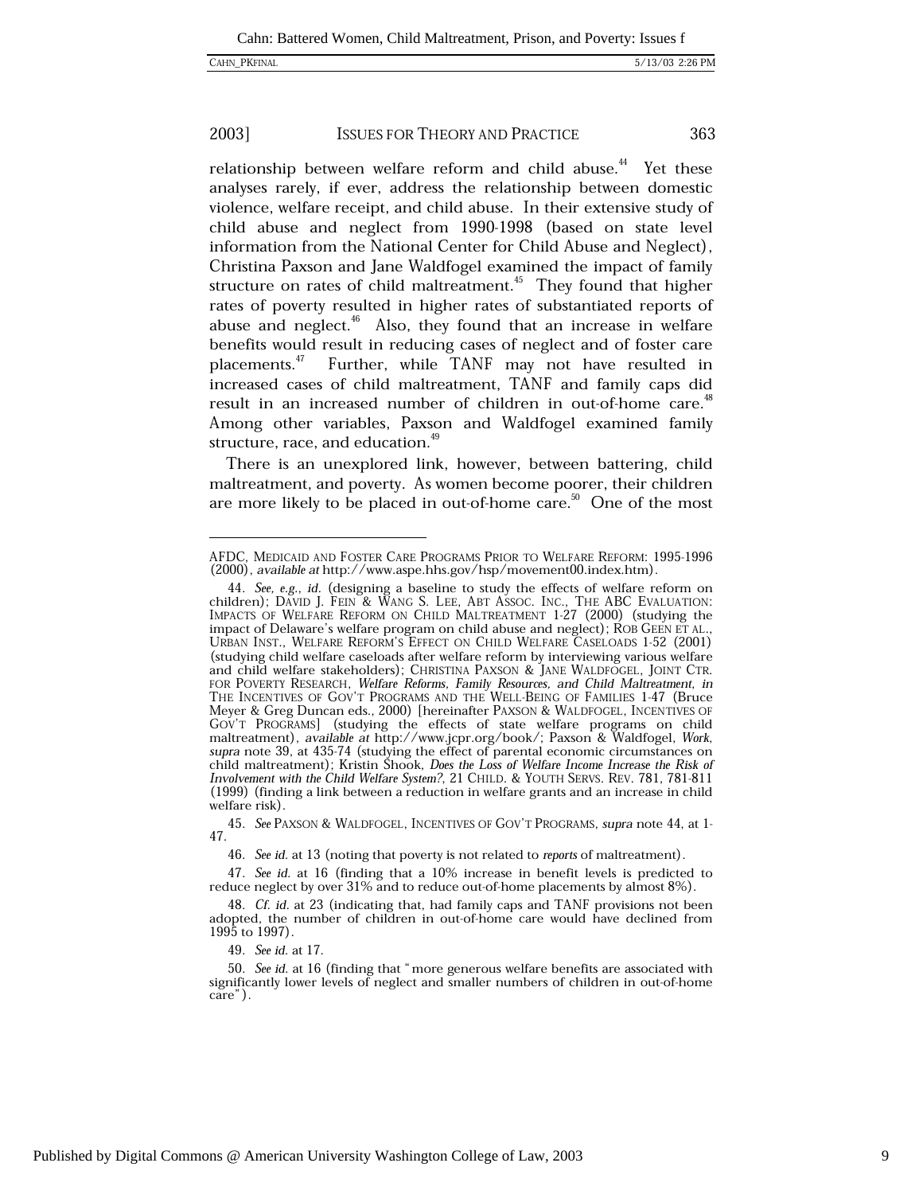relationship between welfare reform and child abuse.[44] Yet these analyses rarely, if ever, address the relationship between domestic violence, welfare receipt, and child abuse. In their extensive study of child abuse and neglect from 1990-1998 (based on state level information from the National Center for Child Abuse and Neglect), Christina Paxson and Jane Waldfogel examined the impact of family structure on rates of child maltreatment.[45] They found that higher rates of poverty resulted in higher rates of substantiated reports of abuse and neglect.[46] Also, they found that an increase in welfare benefits would result in reducing cases of neglect and of foster care placements.[47] Further, while TANF may not have resulted in increased cases of child maltreatment, TANF and family caps did result in an increased number of children in out-of-home care.[48] Among other variables, Paxson and Waldfogel examined family structure, race, and education.[49]

There is an unexplored link, however, between battering, child maltreatment, and poverty. As women become poorer, their children are more likely to be placed in out-of-home care.[50] One of the most

---

AFDC, MEDICAID AND FOSTER CARE PROGRAMS PRIOR TO WELFARE REFORM: 1995-1996 (2000), *available at* http://www.aspe.hhs.gov/hsp/movement00.index.htm).

44. *See, e.g.*, *id.* (designing a baseline to study the effects of welfare reform on children); DAVID J. FEIN & WANG S. LEE, ABT ASSOC. INC., THE ABC EVALUATION: IMPACTS OF WELFARE REFORM ON CHILD MALTREATMENT 1-27 (2000) (studying the impact of Delaware's welfare program on child abuse and neglect); ROB GEEN ET AL., URBAN INST., WELFARE REFORM'S EFFECT ON CHILD WELFARE CASELOADS 1-52 (2001) (studying child welfare caseloads after welfare reform by interviewing various welfare and child welfare stakeholders); CHRISTINA PAXSON & JANE WALDFOGEL, JOINT CTR. FOR POVERTY RESEARCH, *Welfare Reforms, Family Resources, and Child Maltreatment*, *in* THE INCENTIVES OF GOV'T PROGRAMS AND THE WELL-BEING OF FAMILIES 1-47 (Bruce Meyer & Greg Duncan eds., 2000) [hereinafter PAXSON & WALDFOGEL, INCENTIVES OF GOV'T PROGRAMS] (studying the effects of state welfare programs on child maltreatment), *available at* http://www.jcpr.org/book/; Paxson & Waldfogel, *Work*, *supra* note 39, at 435-74 (studying the effect of parental economic circumstances on child maltreatment); Kristin Shook, *Does the Loss of Welfare Income Increase the Risk of Involvement with the Child Welfare System?*, 21 CHILD. & YOUTH SERVS. REV. 781, 781-811 (1999) (finding a link between a reduction in welfare grants and an increase in child welfare risk).

45. *See* PAXSON & WALDFOGEL, INCENTIVES OF GOV'T PROGRAMS, *supra* note 44, at 1-47.

46. *See id.* at 13 (noting that poverty is not related to *reports* of maltreatment).

47. *See id.* at 16 (finding that a 10% increase in benefit levels is predicted to reduce neglect by over 31% and to reduce out-of-home placements by almost 8%).

48. *Cf. id.* at 23 (indicating that, had family caps and TANF provisions not been adopted, the number of children in out-of-home care would have declined from 1995 to 1997).

49. *See id.* at 17.

50. *See id.* at 16 (finding that "more generous welfare benefits are associated with significantly lower levels of neglect and smaller numbers of children in out-of-home care").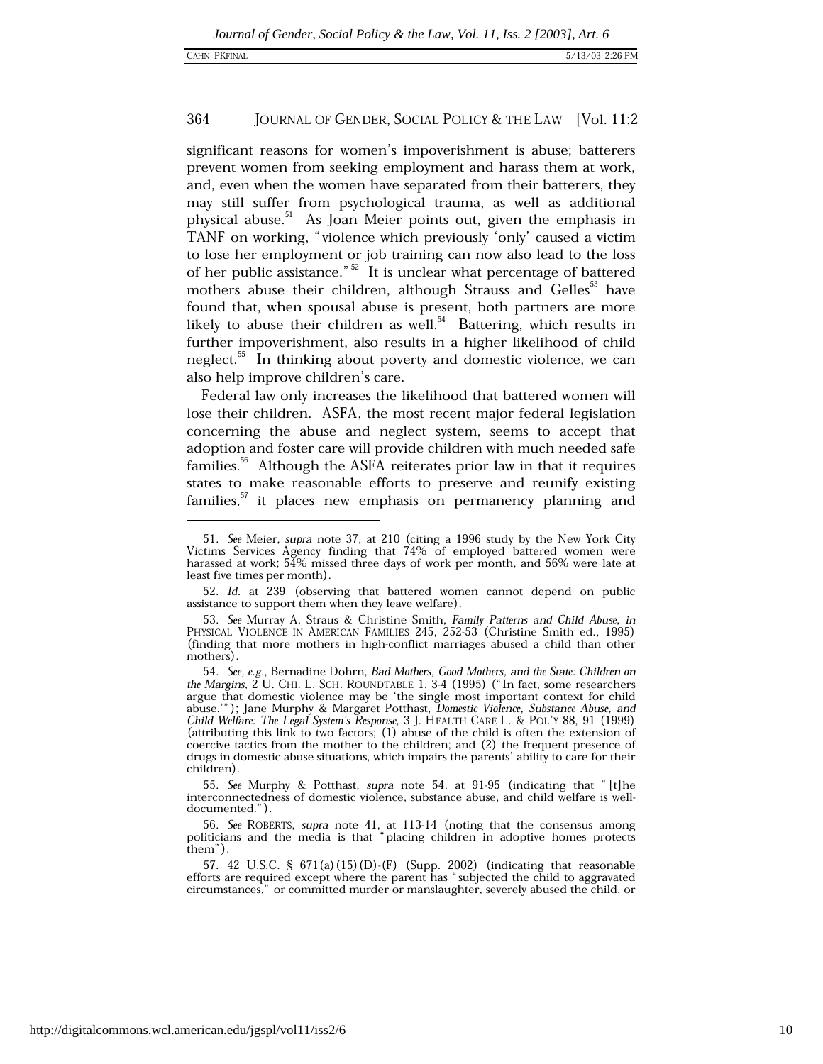significant reasons for women's impoverishment is abuse; batterers prevent women from seeking employment and harass them at work, and, even when the women have separated from their batterers, they may still suffer from psychological trauma, as well as additional physical abuse.[51] As Joan Meier points out, given the emphasis in TANF on working, "violence which previously 'only' caused a victim to lose her employment or job training can now also lead to the loss of her public assistance."[52] It is unclear what percentage of battered mothers abuse their children, although Strauss and Gelles[53] have found that, when spousal abuse is present, both partners are more likely to abuse their children as well.[54] Battering, which results in further impoverishment, also results in a higher likelihood of child neglect.[55] In thinking about poverty and domestic violence, we can also help improve children's care.

Federal law only increases the likelihood that battered women will lose their children. ASFA, the most recent major federal legislation concerning the abuse and neglect system, seems to accept that adoption and foster care will provide children with much needed safe families.[56] Although the ASFA reiterates prior law in that it requires states to make reasonable efforts to preserve and reunify existing families,[57] it places new emphasis on permanency planning and

---

51. *See* Meier, *supra* note 37, at 210 (citing a 1996 study by the New York City Victims Services Agency finding that 74% of employed battered women were harassed at work; 54% missed three days of work per month, and 56% were late at least five times per month).

52. *Id.* at 239 (observing that battered women cannot depend on public assistance to support them when they leave welfare).

53. *See* Murray A. Straus & Christine Smith, *Family Patterns and Child Abuse*, *in* PHYSICAL VIOLENCE IN AMERICAN FAMILIES 245, 252-53 (Christine Smith ed., 1995) (finding that more mothers in high-conflict marriages abused a child than other mothers).

54. *See, e.g.*, Bernadine Dohrn, *Bad Mothers, Good Mothers, and the State: Children on the Margins*, 2 U. CHI. L. SCH. ROUNDTABLE 1, 3-4 (1995) ("In fact, some researchers argue that domestic violence may be 'the single most important context for child abuse.'"); Jane Murphy & Margaret Potthast, *Domestic Violence, Substance Abuse, and Child Welfare: The Legal System's Response*, 3 J. HEALTH CARE L. & POL'Y 88, 91 (1999) (attributing this link to two factors; (1) abuse of the child is often the extension of coercive tactics from the mother to the children; and (2) the frequent presence of drugs in domestic abuse situations, which impairs the parents' ability to care for their children).

55. *See* Murphy & Potthast, *supra* note 54, at 91-95 (indicating that "[t]he interconnectedness of domestic violence, substance abuse, and child welfare is well-documented.").

56. *See* ROBERTS, *supra* note 41, at 113-14 (noting that the consensus among politicians and the media is that "placing children in adoptive homes protects them").

57. 42 U.S.C. § 671(a)(15)(D)-(F) (Supp. 2002) (indicating that reasonable efforts are required except where the parent has "subjected the child to aggravated circumstances," or committed murder or manslaughter, severely abused the child, or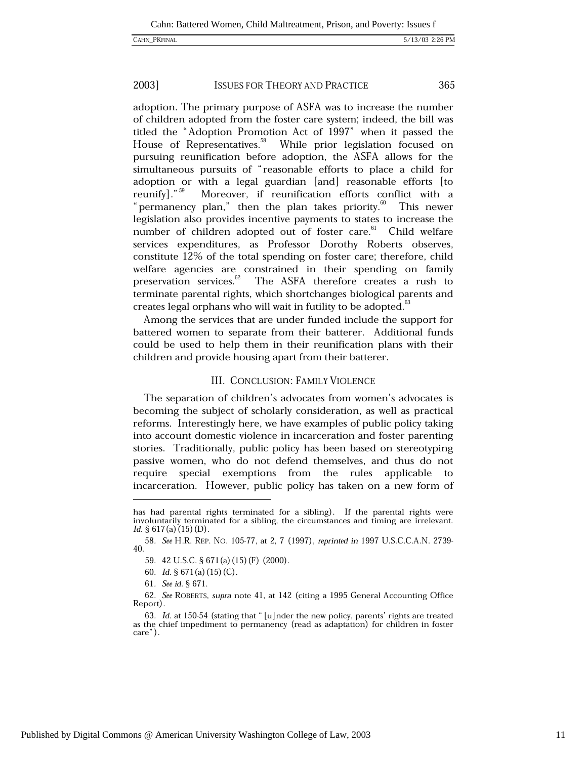adoption. The primary purpose of ASFA was to increase the number of children adopted from the foster care system; indeed, the bill was titled the "Adoption Promotion Act of 1997" when it passed the House of Representatives.[58] While prior legislation focused on pursuing reunification before adoption, the ASFA allows for the simultaneous pursuits of "reasonable efforts to place a child for adoption or with a legal guardian [and] reasonable efforts [to reunify]."[59] Moreover, if reunification efforts conflict with a "permanency plan," then the plan takes priority.[60] This newer legislation also provides incentive payments to states to increase the number of children adopted out of foster care.[61] Child welfare services expenditures, as Professor Dorothy Roberts observes, constitute 12% of the total spending on foster care; therefore, child welfare agencies are constrained in their spending on family preservation services.[62] The ASFA therefore creates a rush to terminate parental rights, which shortchanges biological parents and creates legal orphans who will wait in futility to be adopted.[63]

Among the services that are under funded include the support for battered women to separate from their batterer. Additional funds could be used to help them in their reunification plans with their children and provide housing apart from their batterer.

## III. CONCLUSION: FAMILY VIOLENCE

The separation of children's advocates from women's advocates is becoming the subject of scholarly consideration, as well as practical reforms. Interestingly here, we have examples of public policy taking into account domestic violence in incarceration and foster parenting stories. Traditionally, public policy has been based on stereotyping passive women, who do not defend themselves, and thus do not require special exemptions from the rules applicable to incarceration. However, public policy has taken on a new form of

---

has had parental rights terminated for a sibling). If the parental rights were involuntarily terminated for a sibling, the circumstances and timing are irrelevant. *Id.* § 617(a)(15)(D).

58. *See* H.R. REP. NO. 105-77, at 2, 7 (1997), *reprinted in* 1997 U.S.C.C.A.N. 2739-40.

59. 42 U.S.C. § 671(a)(15)(F) (2000).

60. *Id.* § 671(a)(15)(C).

61. *See id.* § 671.

62. *See* ROBERTS, *supra* note 41, at 142 (citing a 1995 General Accounting Office Report).

63. *Id.* at 150-54 (stating that "[u]nder the new policy, parents' rights are treated as the chief impediment to permanency (read as adaptation) for children in foster care").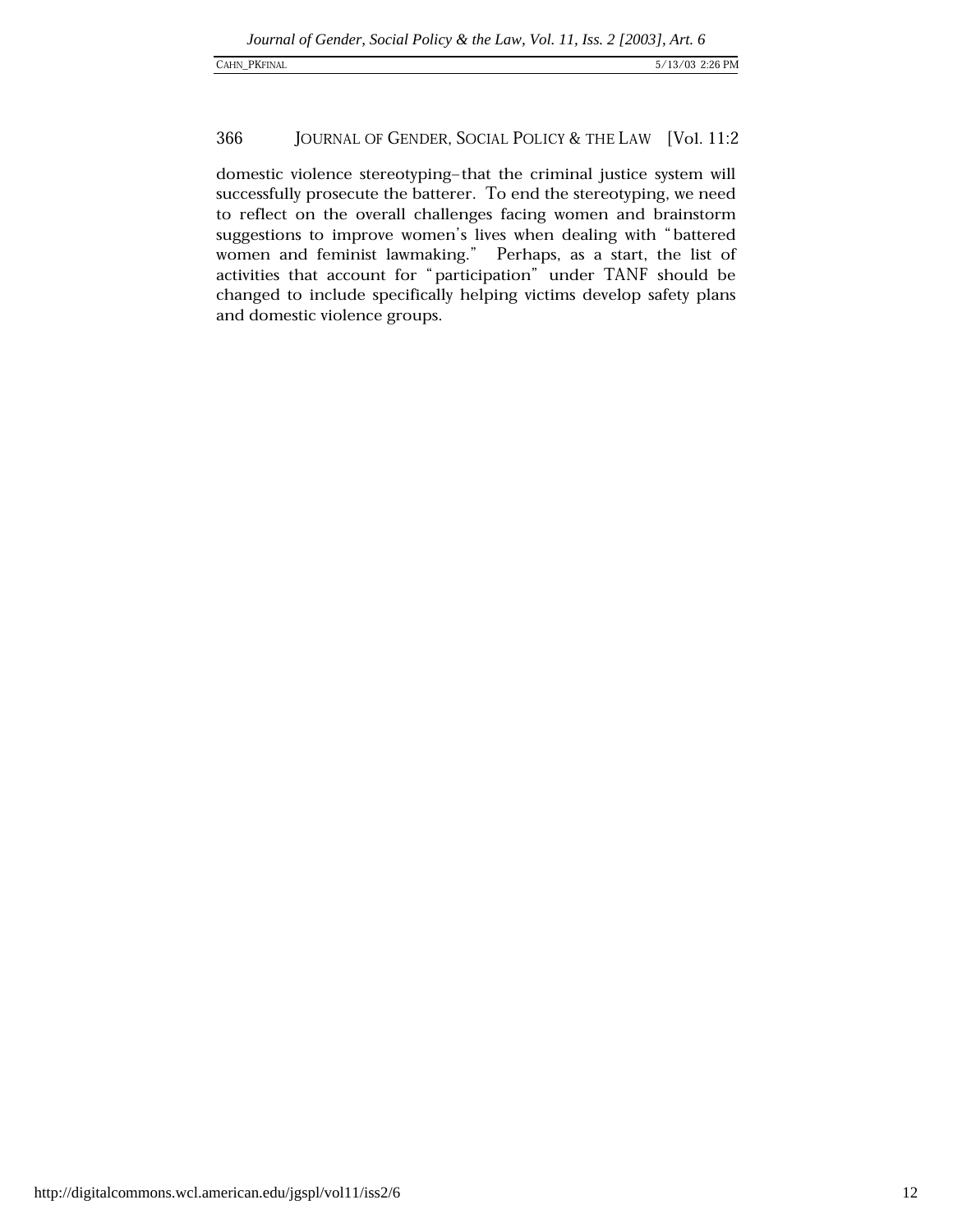domestic violence stereotyping–that the criminal justice system will successfully prosecute the batterer. To end the stereotyping, we need to reflect on the overall challenges facing women and brainstorm suggestions to improve women's lives when dealing with "battered women and feminist lawmaking." Perhaps, as a start, the list of activities that account for "participation" under TANF should be changed to include specifically helping victims develop safety plans and domestic violence groups.